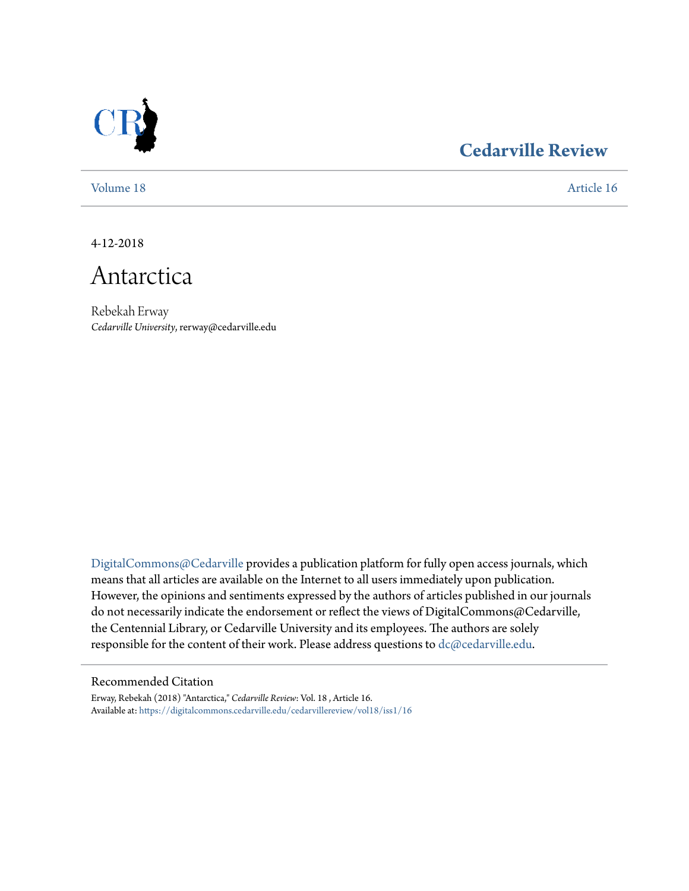Cedarville Review

Volume 18 | Article 16

4-12-2018

# Antarctica

Rebekah Erway
*Cedarville University*, rerway@cedarville.edu

DigitalCommons@Cedarville provides a publication platform for fully open access journals, which means that all articles are available on the Internet to all users immediately upon publication. However, the opinions and sentiments expressed by the authors of articles published in our journals do not necessarily indicate the endorsement or reflect the views of DigitalCommons@Cedarville, the Centennial Library, or Cedarville University and its employees. The authors are solely responsible for the content of their work. Please address questions to dc@cedarville.edu.

## Recommended Citation

Erway, Rebekah (2018) "Antarctica," *Cedarville Review*: Vol. 18 , Article 16.
Available at: https://digitalcommons.cedarville.edu/cedarvillereview/vol18/iss1/16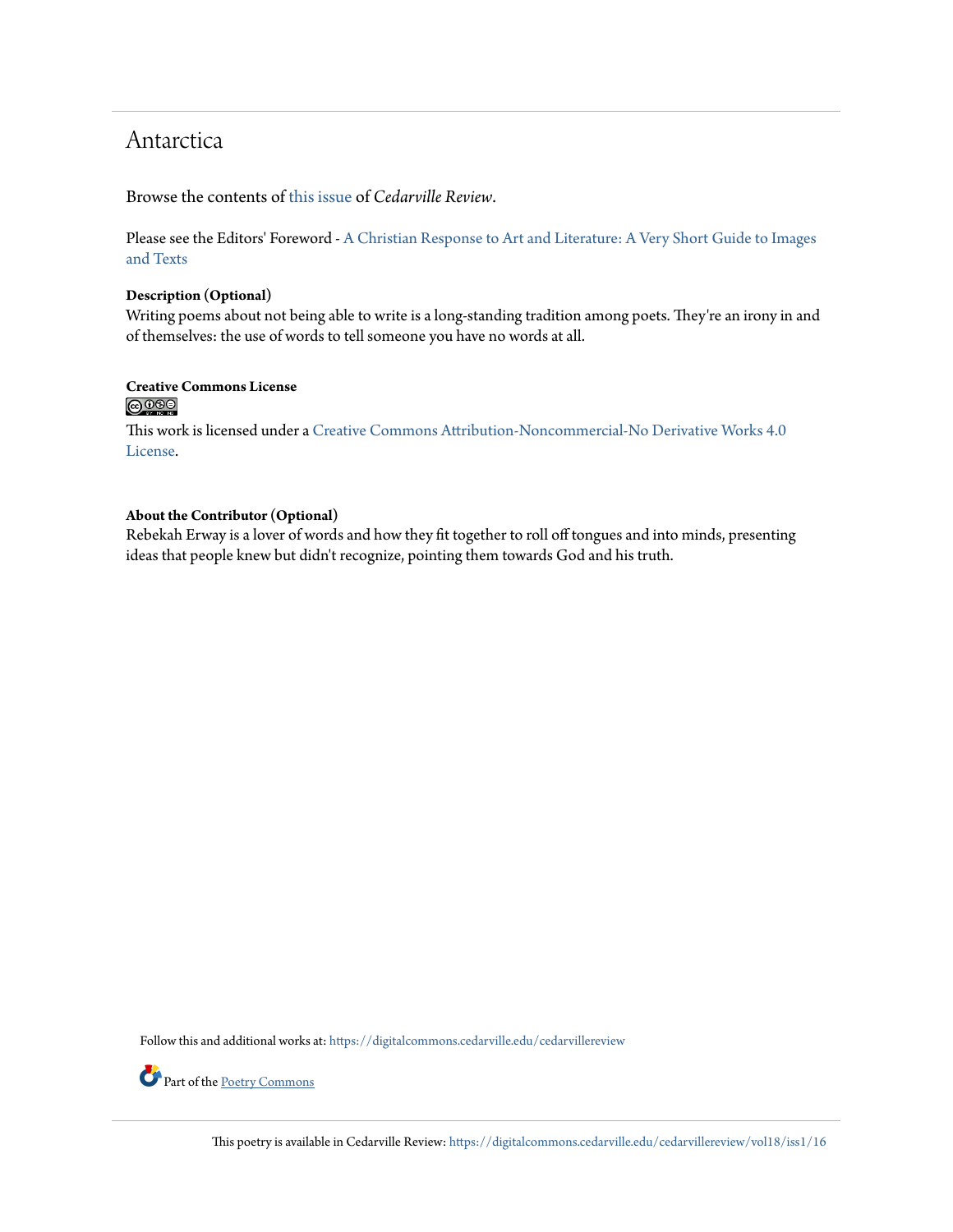# Antarctica

Browse the contents of this issue of *Cedarville Review*.

Please see the Editors' Foreword - A Christian Response to Art and Literature: A Very Short Guide to Images and Texts

**Description (Optional)**
Writing poems about not being able to write is a long-standing tradition among poets. They're an irony in and of themselves: the use of words to tell someone you have no words at all.

**Creative Commons License**

This work is licensed under a Creative Commons Attribution-Noncommercial-No Derivative Works 4.0 License.

**About the Contributor (Optional)**
Rebekah Erway is a lover of words and how they fit together to roll off tongues and into minds, presenting ideas that people knew but didn't recognize, pointing them towards God and his truth.

Follow this and additional works at: https://digitalcommons.cedarville.edu/cedarvillereview

Part of the Poetry Commons

This poetry is available in Cedarville Review: https://digitalcommons.cedarville.edu/cedarvillereview/vol18/iss1/16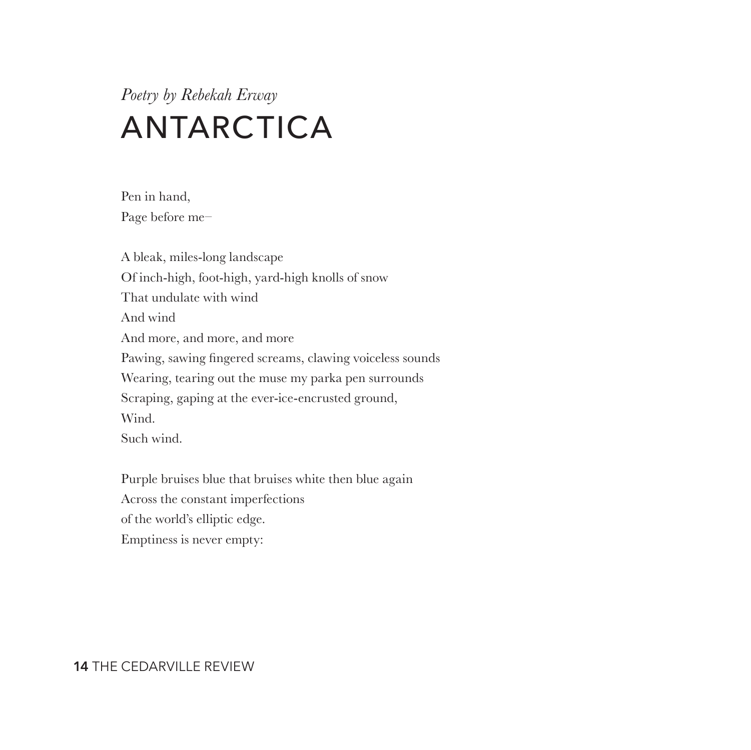*Poetry by Rebekah Erway*

# ANTARCTICA

Pen in hand,  
Page before me–

A bleak, miles-long landscape  
Of inch-high, foot-high, yard-high knolls of snow  
That undulate with wind  
And wind  
And more, and more, and more  
Pawing, sawing fingered screams, clawing voiceless sounds  
Wearing, tearing out the muse my parka pen surrounds  
Scraping, gaping at the ever-ice-encrusted ground,  
Wind.  
Such wind.

Purple bruises blue that bruises white then blue again  
Across the constant imperfections  
of the world's elliptic edge.  
Emptiness is never empty: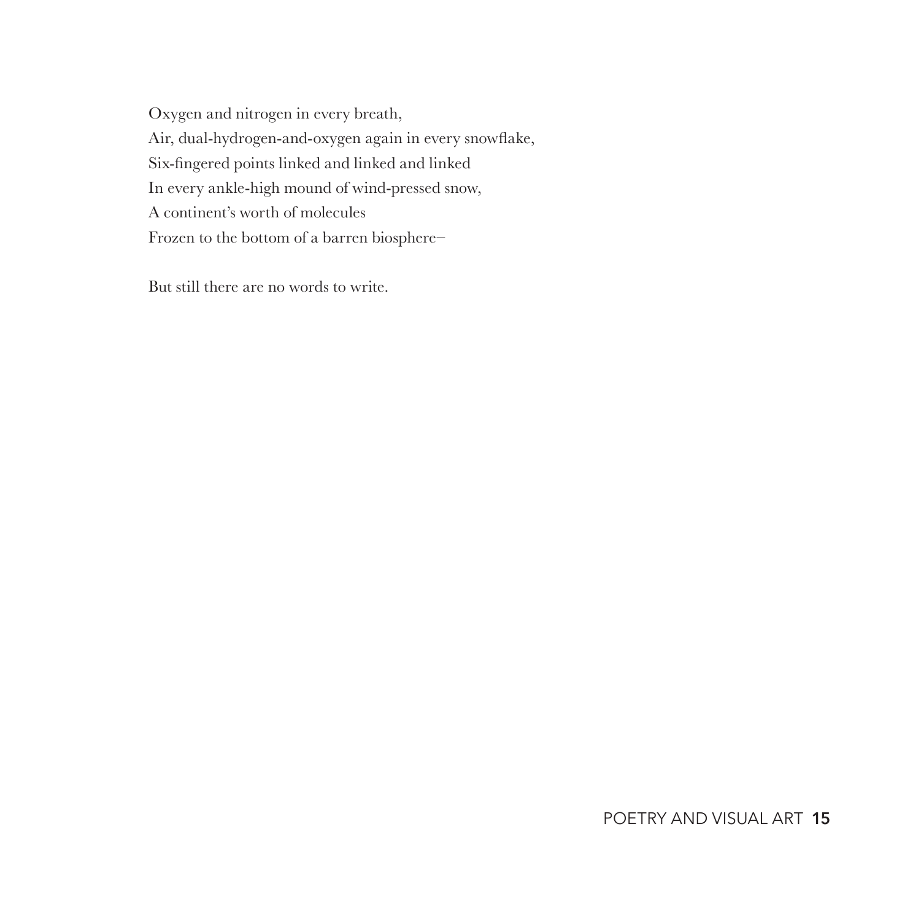Oxygen and nitrogen in every breath,
Air, dual-hydrogen-and-oxygen again in every snowflake,
Six-fingered points linked and linked and linked
In every ankle-high mound of wind-pressed snow,
A continent's worth of molecules
Frozen to the bottom of a barren biosphere–

But still there are no words to write.